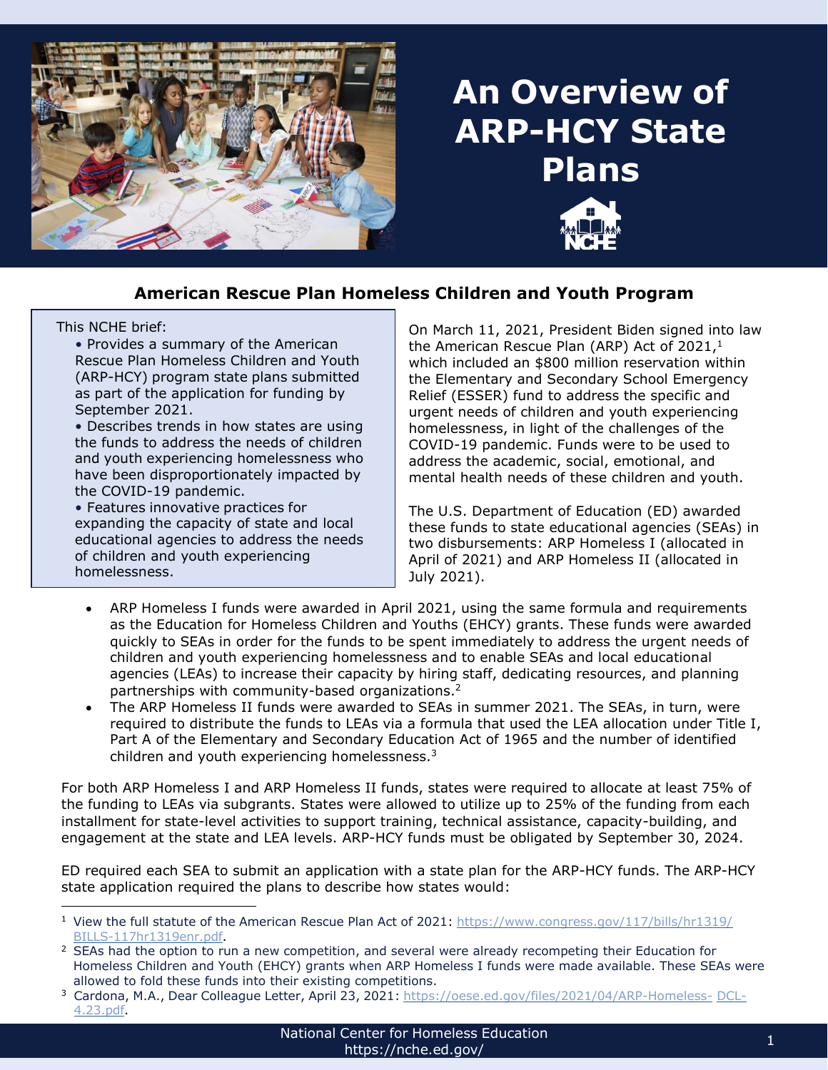# An Overview of ARP-HCY State Plans

## American Rescue Plan Homeless Children and Youth Program

This NCHE brief:

- Provides a summary of the American Rescue Plan Homeless Children and Youth (ARP-HCY) program state plans submitted as part of the application for funding by September 2021.
- Describes trends in how states are using the funds to address the needs of children and youth experiencing homelessness who have been disproportionately impacted by the COVID-19 pandemic.
- Features innovative practices for expanding the capacity of state and local educational agencies to address the needs of children and youth experiencing homelessness.

On March 11, 2021, President Biden signed into law the American Rescue Plan (ARP) Act of 2021,[1] which included an $800 million reservation within the Elementary and Secondary School Emergency Relief (ESSER) fund to address the specific and urgent needs of children and youth experiencing homelessness, in light of the challenges of the COVID-19 pandemic. Funds were to be used to address the academic, social, emotional, and mental health needs of these children and youth.

The U.S. Department of Education (ED) awarded these funds to state educational agencies (SEAs) in two disbursements: ARP Homeless I (allocated in April of 2021) and ARP Homeless II (allocated in July 2021).

- ARP Homeless I funds were awarded in April 2021, using the same formula and requirements as the Education for Homeless Children and Youths (EHCY) grants. These funds were awarded quickly to SEAs in order for the funds to be spent immediately to address the urgent needs of children and youth experiencing homelessness and to enable SEAs and local educational agencies (LEAs) to increase their capacity by hiring staff, dedicating resources, and planning partnerships with community-based organizations.[2]
- The ARP Homeless II funds were awarded to SEAs in summer 2021. The SEAs, in turn, were required to distribute the funds to LEAs via a formula that used the LEA allocation under Title I, Part A of the Elementary and Secondary Education Act of 1965 and the number of identified children and youth experiencing homelessness.[3]

For both ARP Homeless I and ARP Homeless II funds, states were required to allocate at least 75% of the funding to LEAs via subgrants. States were allowed to utilize up to 25% of the funding from each installment for state-level activities to support training, technical assistance, capacity-building, and engagement at the state and LEA levels. ARP-HCY funds must be obligated by September 30, 2024.

ED required each SEA to submit an application with a state plan for the ARP-HCY funds. The ARP-HCY state application required the plans to describe how states would:

---

[1] View the full statute of the American Rescue Plan Act of 2021: https://www.congress.gov/117/bills/hr1319/BILLS-117hr1319enr.pdf.

[2] SEAs had the option to run a new competition, and several were already recompeting their Education for Homeless Children and Youth (EHCY) grants when ARP Homeless I funds were made available. These SEAs were allowed to fold these funds into their existing competitions.

[3] Cardona, M.A., Dear Colleague Letter, April 23, 2021: https://oese.ed.gov/files/2021/04/ARP-Homeless-DCL-4.23.pdf.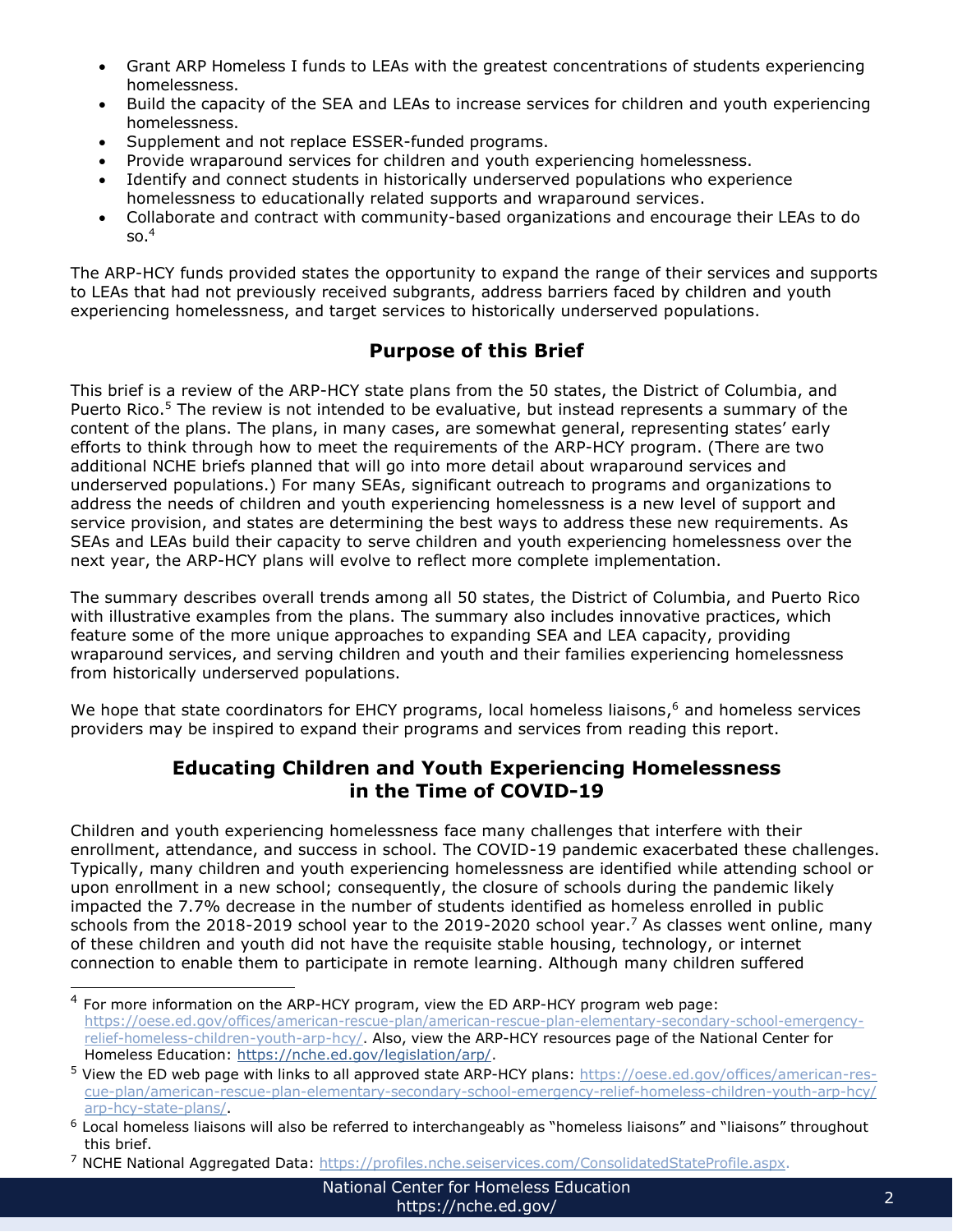- Grant ARP Homeless I funds to LEAs with the greatest concentrations of students experiencing homelessness.
- Build the capacity of the SEA and LEAs to increase services for children and youth experiencing homelessness.
- Supplement and not replace ESSER-funded programs.
- Provide wraparound services for children and youth experiencing homelessness.
- Identify and connect students in historically underserved populations who experience homelessness to educationally related supports and wraparound services.
- Collaborate and contract with community-based organizations and encourage their LEAs to do so.[4]

The ARP-HCY funds provided states the opportunity to expand the range of their services and supports to LEAs that had not previously received subgrants, address barriers faced by children and youth experiencing homelessness, and target services to historically underserved populations.

## Purpose of this Brief

This brief is a review of the ARP-HCY state plans from the 50 states, the District of Columbia, and Puerto Rico.[5] The review is not intended to be evaluative, but instead represents a summary of the content of the plans. The plans, in many cases, are somewhat general, representing states' early efforts to think through how to meet the requirements of the ARP-HCY program. (There are two additional NCHE briefs planned that will go into more detail about wraparound services and underserved populations.) For many SEAs, significant outreach to programs and organizations to address the needs of children and youth experiencing homelessness is a new level of support and service provision, and states are determining the best ways to address these new requirements. As SEAs and LEAs build their capacity to serve children and youth experiencing homelessness over the next year, the ARP-HCY plans will evolve to reflect more complete implementation.

The summary describes overall trends among all 50 states, the District of Columbia, and Puerto Rico with illustrative examples from the plans. The summary also includes innovative practices, which feature some of the more unique approaches to expanding SEA and LEA capacity, providing wraparound services, and serving children and youth and their families experiencing homelessness from historically underserved populations.

We hope that state coordinators for EHCY programs, local homeless liaisons,[6] and homeless services providers may be inspired to expand their programs and services from reading this report.

## Educating Children and Youth Experiencing Homelessness in the Time of COVID-19

Children and youth experiencing homelessness face many challenges that interfere with their enrollment, attendance, and success in school. The COVID-19 pandemic exacerbated these challenges. Typically, many children and youth experiencing homelessness are identified while attending school or upon enrollment in a new school; consequently, the closure of schools during the pandemic likely impacted the 7.7% decrease in the number of students identified as homeless enrolled in public schools from the 2018-2019 school year to the 2019-2020 school year.[7] As classes went online, many of these children and youth did not have the requisite stable housing, technology, or internet connection to enable them to participate in remote learning. Although many children suffered

---

[4] For more information on the ARP-HCY program, view the ED ARP-HCY program web page: https://oese.ed.gov/offices/american-rescue-plan/american-rescue-plan-elementary-secondary-school-emergency-relief-homeless-children-youth-arp-hcy/. Also, view the ARP-HCY resources page of the National Center for Homeless Education: https://nche.ed.gov/legislation/arp/.

[5] View the ED web page with links to all approved state ARP-HCY plans: https://oese.ed.gov/offices/american-rescue-plan/american-rescue-plan-elementary-secondary-school-emergency-relief-homeless-children-youth-arp-hcy/arp-hcy-state-plans/.

[6] Local homeless liaisons will also be referred to interchangeably as "homeless liaisons" and "liaisons" throughout this brief.

[7] NCHE National Aggregated Data: https://profiles.nche.seiservices.com/ConsolidatedStateProfile.aspx.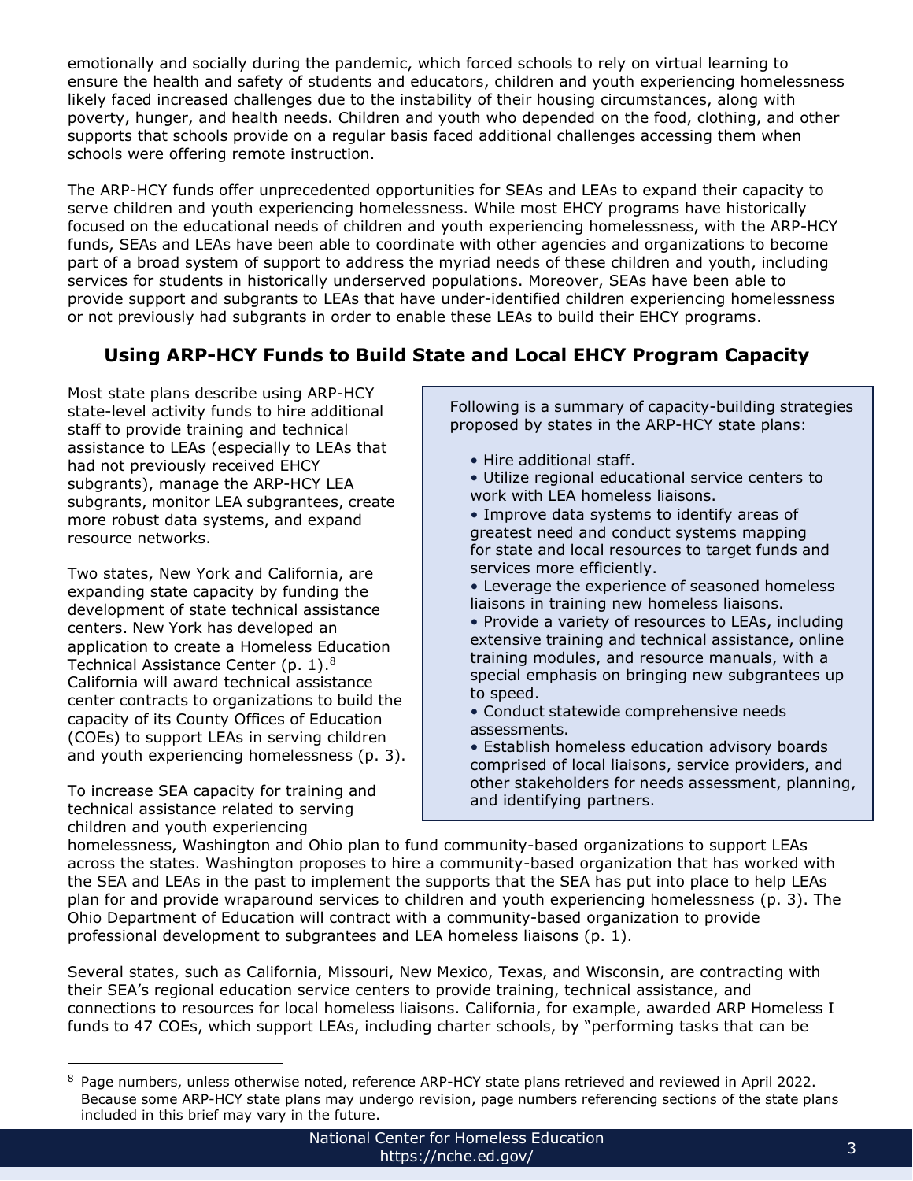emotionally and socially during the pandemic, which forced schools to rely on virtual learning to ensure the health and safety of students and educators, children and youth experiencing homelessness likely faced increased challenges due to the instability of their housing circumstances, along with poverty, hunger, and health needs. Children and youth who depended on the food, clothing, and other supports that schools provide on a regular basis faced additional challenges accessing them when schools were offering remote instruction.

The ARP-HCY funds offer unprecedented opportunities for SEAs and LEAs to expand their capacity to serve children and youth experiencing homelessness. While most EHCY programs have historically focused on the educational needs of children and youth experiencing homelessness, with the ARP-HCY funds, SEAs and LEAs have been able to coordinate with other agencies and organizations to become part of a broad system of support to address the myriad needs of these children and youth, including services for students in historically underserved populations. Moreover, SEAs have been able to provide support and subgrants to LEAs that have under-identified children experiencing homelessness or not previously had subgrants in order to enable these LEAs to build their EHCY programs.

## Using ARP-HCY Funds to Build State and Local EHCY Program Capacity

Most state plans describe using ARP-HCY state-level activity funds to hire additional staff to provide training and technical assistance to LEAs (especially to LEAs that had not previously received EHCY subgrants), manage the ARP-HCY LEA subgrants, monitor LEA subgrantees, create more robust data systems, and expand resource networks.

> Following is a summary of capacity-building strategies proposed by states in the ARP-HCY state plans:
>
> - Hire additional staff.
> - Utilize regional educational service centers to work with LEA homeless liaisons.
> - Improve data systems to identify areas of greatest need and conduct systems mapping for state and local resources to target funds and services more efficiently.
> - Leverage the experience of seasoned homeless liaisons in training new homeless liaisons.
> - Provide a variety of resources to LEAs, including extensive training and technical assistance, online training modules, and resource manuals, with a special emphasis on bringing new subgrantees up to speed.
> - Conduct statewide comprehensive needs assessments.
> - Establish homeless education advisory boards comprised of local liaisons, service providers, and other stakeholders for needs assessment, planning, and identifying partners.

Two states, New York and California, are expanding state capacity by funding the development of state technical assistance centers. New York has developed an application to create a Homeless Education Technical Assistance Center (p. 1).[8] California will award technical assistance center contracts to organizations to build the capacity of its County Offices of Education (COEs) to support LEAs in serving children and youth experiencing homelessness (p. 3).

To increase SEA capacity for training and technical assistance related to serving children and youth experiencing homelessness, Washington and Ohio plan to fund community-based organizations to support LEAs across the states. Washington proposes to hire a community-based organization that has worked with the SEA and LEAs in the past to implement the supports that the SEA has put into place to help LEAs plan for and provide wraparound services to children and youth experiencing homelessness (p. 3). The Ohio Department of Education will contract with a community-based organization to provide professional development to subgrantees and LEA homeless liaisons (p. 1).

Several states, such as California, Missouri, New Mexico, Texas, and Wisconsin, are contracting with their SEA's regional education service centers to provide training, technical assistance, and connections to resources for local homeless liaisons. California, for example, awarded ARP Homeless I funds to 47 COEs, which support LEAs, including charter schools, by "performing tasks that can be

[8] Page numbers, unless otherwise noted, reference ARP-HCY state plans retrieved and reviewed in April 2022. Because some ARP-HCY state plans may undergo revision, page numbers referencing sections of the state plans included in this brief may vary in the future.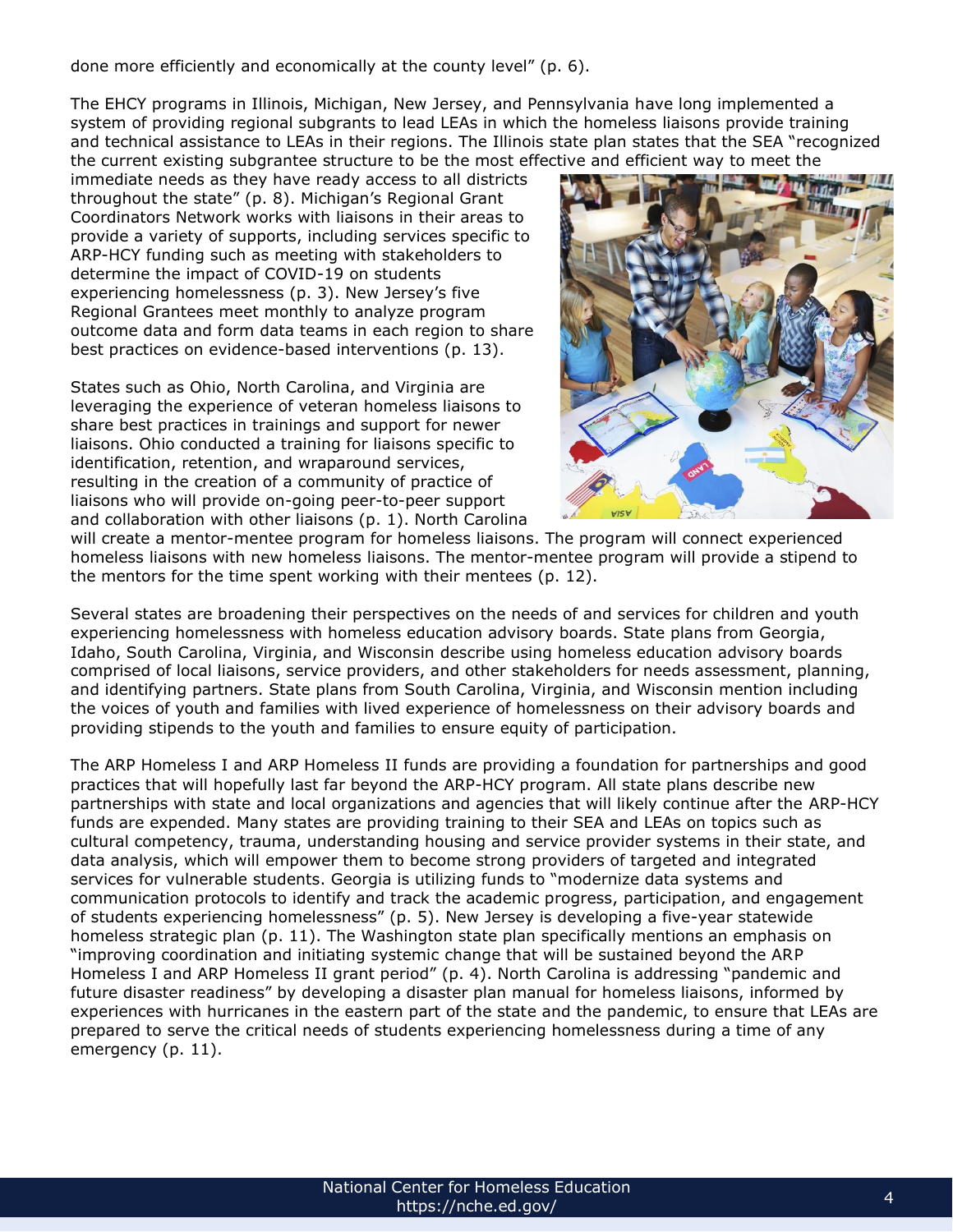done more efficiently and economically at the county level" (p. 6).

The EHCY programs in Illinois, Michigan, New Jersey, and Pennsylvania have long implemented a system of providing regional subgrants to lead LEAs in which the homeless liaisons provide training and technical assistance to LEAs in their regions. The Illinois state plan states that the SEA "recognized the current existing subgrantee structure to be the most effective and efficient way to meet the immediate needs as they have ready access to all districts throughout the state" (p. 8). Michigan's Regional Grant Coordinators Network works with liaisons in their areas to provide a variety of supports, including services specific to ARP-HCY funding such as meeting with stakeholders to determine the impact of COVID-19 on students experiencing homelessness (p. 3). New Jersey's five Regional Grantees meet monthly to analyze program outcome data and form data teams in each region to share best practices on evidence-based interventions (p. 13).

States such as Ohio, North Carolina, and Virginia are leveraging the experience of veteran homeless liaisons to share best practices in trainings and support for newer liaisons. Ohio conducted a training for liaisons specific to identification, retention, and wraparound services, resulting in the creation of a community of practice of liaisons who will provide on-going peer-to-peer support and collaboration with other liaisons (p. 1). North Carolina will create a mentor-mentee program for homeless liaisons. The program will connect experienced homeless liaisons with new homeless liaisons. The mentor-mentee program will provide a stipend to the mentors for the time spent working with their mentees (p. 12).

Several states are broadening their perspectives on the needs of and services for children and youth experiencing homelessness with homeless education advisory boards. State plans from Georgia, Idaho, South Carolina, Virginia, and Wisconsin describe using homeless education advisory boards comprised of local liaisons, service providers, and other stakeholders for needs assessment, planning, and identifying partners. State plans from South Carolina, Virginia, and Wisconsin mention including the voices of youth and families with lived experience of homelessness on their advisory boards and providing stipends to the youth and families to ensure equity of participation.

The ARP Homeless I and ARP Homeless II funds are providing a foundation for partnerships and good practices that will hopefully last far beyond the ARP-HCY program. All state plans describe new partnerships with state and local organizations and agencies that will likely continue after the ARP-HCY funds are expended. Many states are providing training to their SEA and LEAs on topics such as cultural competency, trauma, understanding housing and service provider systems in their state, and data analysis, which will empower them to become strong providers of targeted and integrated services for vulnerable students. Georgia is utilizing funds to "modernize data systems and communication protocols to identify and track the academic progress, participation, and engagement of students experiencing homelessness" (p. 5). New Jersey is developing a five-year statewide homeless strategic plan (p. 11). The Washington state plan specifically mentions an emphasis on "improving coordination and initiating systemic change that will be sustained beyond the ARP Homeless I and ARP Homeless II grant period" (p. 4). North Carolina is addressing "pandemic and future disaster readiness" by developing a disaster plan manual for homeless liaisons, informed by experiences with hurricanes in the eastern part of the state and the pandemic, to ensure that LEAs are prepared to serve the critical needs of students experiencing homelessness during a time of any emergency (p. 11).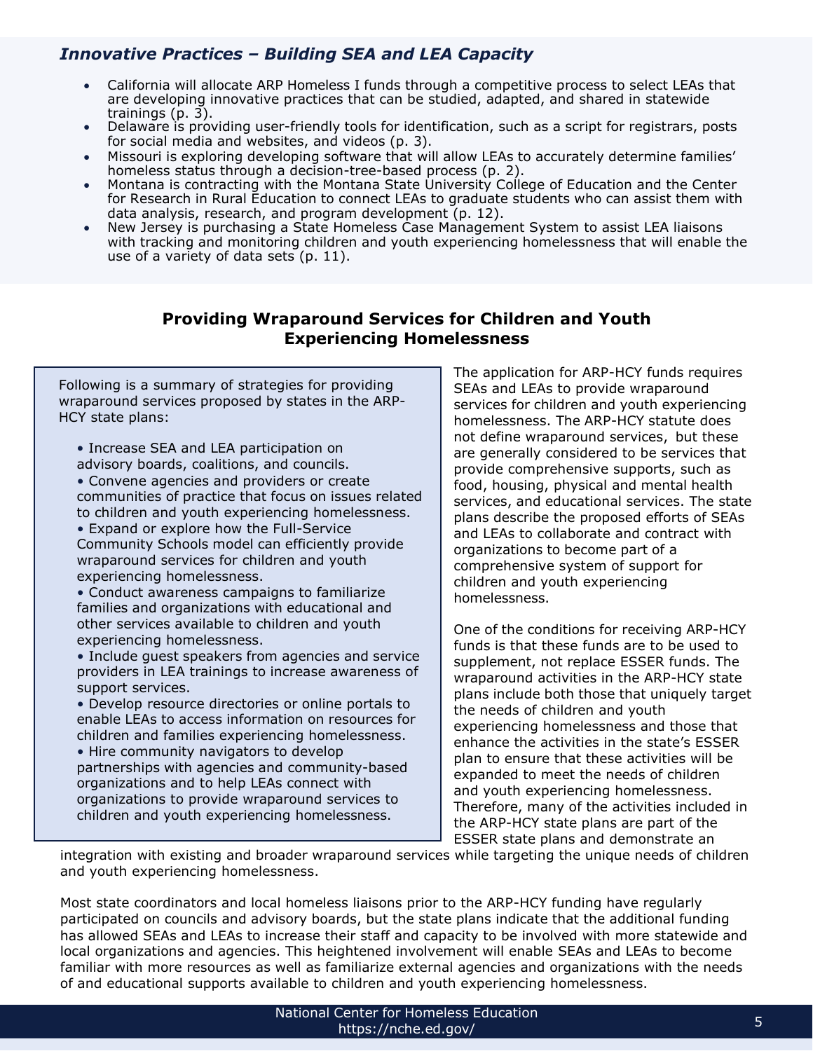### *Innovative Practices – Building SEA and LEA Capacity*

- California will allocate ARP Homeless I funds through a competitive process to select LEAs that are developing innovative practices that can be studied, adapted, and shared in statewide trainings (p. 3).
- Delaware is providing user-friendly tools for identification, such as a script for registrars, posts for social media and websites, and videos (p. 3).
- Missouri is exploring developing software that will allow LEAs to accurately determine families' homeless status through a decision-tree-based process (p. 2).
- Montana is contracting with the Montana State University College of Education and the Center for Research in Rural Education to connect LEAs to graduate students who can assist them with data analysis, research, and program development (p. 12).
- New Jersey is purchasing a State Homeless Case Management System to assist LEA liaisons with tracking and monitoring children and youth experiencing homelessness that will enable the use of a variety of data sets (p. 11).

## Providing Wraparound Services for Children and Youth Experiencing Homelessness

Following is a summary of strategies for providing wraparound services proposed by states in the ARP-HCY state plans:

- Increase SEA and LEA participation on advisory boards, coalitions, and councils.
- Convene agencies and providers or create communities of practice that focus on issues related to children and youth experiencing homelessness.
- Expand or explore how the Full-Service Community Schools model can efficiently provide wraparound services for children and youth experiencing homelessness.
- Conduct awareness campaigns to familiarize families and organizations with educational and other services available to children and youth experiencing homelessness.
- Include guest speakers from agencies and service providers in LEA trainings to increase awareness of support services.
- Develop resource directories or online portals to enable LEAs to access information on resources for children and families experiencing homelessness.
- Hire community navigators to develop partnerships with agencies and community-based organizations and to help LEAs connect with organizations to provide wraparound services to children and youth experiencing homelessness.

The application for ARP-HCY funds requires SEAs and LEAs to provide wraparound services for children and youth experiencing homelessness. The ARP-HCY statute does not define wraparound services, but these are generally considered to be services that provide comprehensive supports, such as food, housing, physical and mental health services, and educational services. The state plans describe the proposed efforts of SEAs and LEAs to collaborate and contract with organizations to become part of a comprehensive system of support for children and youth experiencing homelessness.

One of the conditions for receiving ARP-HCY funds is that these funds are to be used to supplement, not replace ESSER funds. The wraparound activities in the ARP-HCY state plans include both those that uniquely target the needs of children and youth experiencing homelessness and those that enhance the activities in the state's ESSER plan to ensure that these activities will be expanded to meet the needs of children and youth experiencing homelessness. Therefore, many of the activities included in the ARP-HCY state plans are part of the ESSER state plans and demonstrate an integration with existing and broader wraparound services while targeting the unique needs of children and youth experiencing homelessness.

Most state coordinators and local homeless liaisons prior to the ARP-HCY funding have regularly participated on councils and advisory boards, but the state plans indicate that the additional funding has allowed SEAs and LEAs to increase their staff and capacity to be involved with more statewide and local organizations and agencies. This heightened involvement will enable SEAs and LEAs to become familiar with more resources as well as familiarize external agencies and organizations with the needs of and educational supports available to children and youth experiencing homelessness.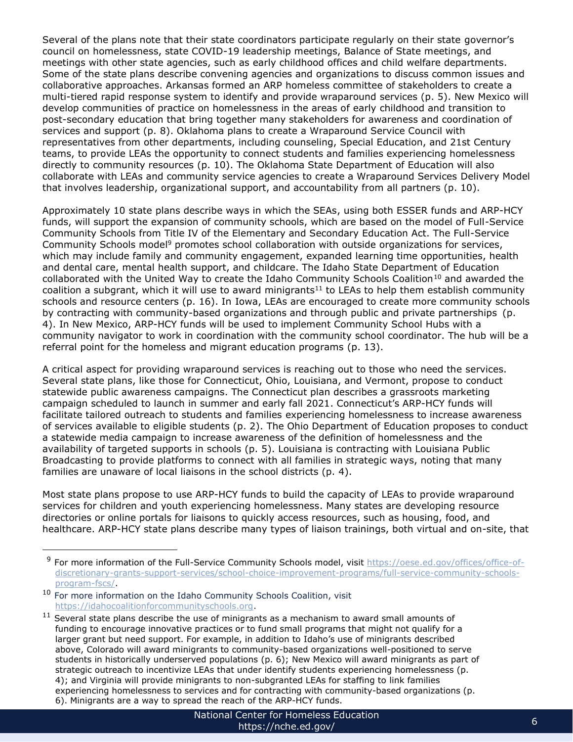Several of the plans note that their state coordinators participate regularly on their state governor's council on homelessness, state COVID-19 leadership meetings, Balance of State meetings, and meetings with other state agencies, such as early childhood offices and child welfare departments. Some of the state plans describe convening agencies and organizations to discuss common issues and collaborative approaches. Arkansas formed an ARP homeless committee of stakeholders to create a multi-tiered rapid response system to identify and provide wraparound services (p. 5). New Mexico will develop communities of practice on homelessness in the areas of early childhood and transition to post-secondary education that bring together many stakeholders for awareness and coordination of services and support (p. 8). Oklahoma plans to create a Wraparound Service Council with representatives from other departments, including counseling, Special Education, and 21st Century teams, to provide LEAs the opportunity to connect students and families experiencing homelessness directly to community resources (p. 10). The Oklahoma State Department of Education will also collaborate with LEAs and community service agencies to create a Wraparound Services Delivery Model that involves leadership, organizational support, and accountability from all partners (p. 10).

Approximately 10 state plans describe ways in which the SEAs, using both ESSER funds and ARP-HCY funds, will support the expansion of community schools, which are based on the model of Full-Service Community Schools from Title IV of the Elementary and Secondary Education Act. The Full-Service Community Schools model[9] promotes school collaboration with outside organizations for services, which may include family and community engagement, expanded learning time opportunities, health and dental care, mental health support, and childcare. The Idaho State Department of Education collaborated with the United Way to create the Idaho Community Schools Coalition[10] and awarded the coalition a subgrant, which it will use to award minigrants[11] to LEAs to help them establish community schools and resource centers (p. 16). In Iowa, LEAs are encouraged to create more community schools by contracting with community-based organizations and through public and private partnerships (p. 4). In New Mexico, ARP-HCY funds will be used to implement Community School Hubs with a community navigator to work in coordination with the community school coordinator. The hub will be a referral point for the homeless and migrant education programs (p. 13).

A critical aspect for providing wraparound services is reaching out to those who need the services. Several state plans, like those for Connecticut, Ohio, Louisiana, and Vermont, propose to conduct statewide public awareness campaigns. The Connecticut plan describes a grassroots marketing campaign scheduled to launch in summer and early fall 2021. Connecticut's ARP-HCY funds will facilitate tailored outreach to students and families experiencing homelessness to increase awareness of services available to eligible students (p. 2). The Ohio Department of Education proposes to conduct a statewide media campaign to increase awareness of the definition of homelessness and the availability of targeted supports in schools (p. 5). Louisiana is contracting with Louisiana Public Broadcasting to provide platforms to connect with all families in strategic ways, noting that many families are unaware of local liaisons in the school districts (p. 4).

Most state plans propose to use ARP-HCY funds to build the capacity of LEAs to provide wraparound services for children and youth experiencing homelessness. Many states are developing resource directories or online portals for liaisons to quickly access resources, such as housing, food, and healthcare. ARP-HCY state plans describe many types of liaison trainings, both virtual and on-site, that

---

[9] For more information of the Full-Service Community Schools model, visit https://oese.ed.gov/offices/office-of-discretionary-grants-support-services/school-choice-improvement-programs/full-service-community-schools-program-fscs/.

[10] For more information on the Idaho Community Schools Coalition, visit https://idahocoalitionforcommunityschools.org.

[11] Several state plans describe the use of minigrants as a mechanism to award small amounts of funding to encourage innovative practices or to fund small programs that might not qualify for a larger grant but need support. For example, in addition to Idaho's use of minigrants described above, Colorado will award minigrants to community-based organizations well-positioned to serve students in historically underserved populations (p. 6); New Mexico will award minigrants as part of strategic outreach to incentivize LEAs that under identify students experiencing homelessness (p. 4); and Virginia will provide minigrants to non-subgranted LEAs for staffing to link families experiencing homelessness to services and for contracting with community-based organizations (p. 6). Minigrants are a way to spread the reach of the ARP-HCY funds.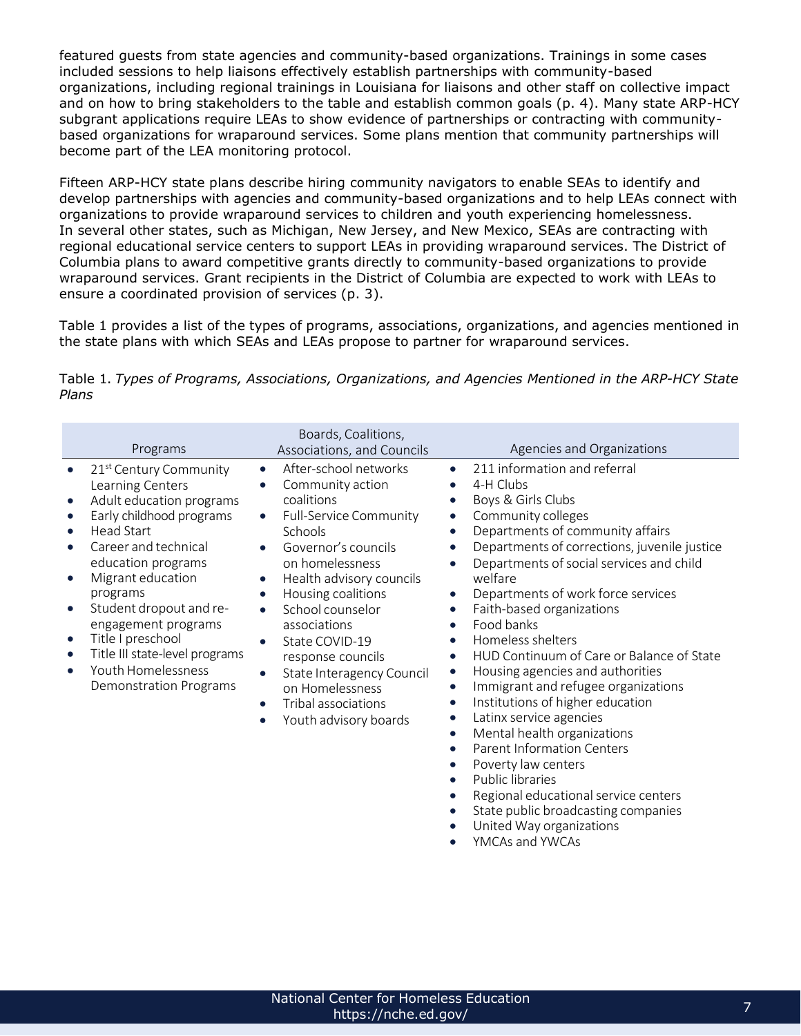featured guests from state agencies and community-based organizations. Trainings in some cases included sessions to help liaisons effectively establish partnerships with community-based organizations, including regional trainings in Louisiana for liaisons and other staff on collective impact and on how to bring stakeholders to the table and establish common goals (p. 4). Many state ARP-HCY subgrant applications require LEAs to show evidence of partnerships or contracting with community-based organizations for wraparound services. Some plans mention that community partnerships will become part of the LEA monitoring protocol.

Fifteen ARP-HCY state plans describe hiring community navigators to enable SEAs to identify and develop partnerships with agencies and community-based organizations and to help LEAs connect with organizations to provide wraparound services to children and youth experiencing homelessness. In several other states, such as Michigan, New Jersey, and New Mexico, SEAs are contracting with regional educational service centers to support LEAs in providing wraparound services. The District of Columbia plans to award competitive grants directly to community-based organizations to provide wraparound services. Grant recipients in the District of Columbia are expected to work with LEAs to ensure a coordinated provision of services (p. 3).

Table 1 provides a list of the types of programs, associations, organizations, and agencies mentioned in the state plans with which SEAs and LEAs propose to partner for wraparound services.

Table 1. *Types of Programs, Associations, Organizations, and Agencies Mentioned in the ARP-HCY State Plans*

| Programs | Boards, Coalitions, Associations, and Councils | Agencies and Organizations |
|---|---|---|
| • 21st Century Community Learning Centers<br>• Adult education programs<br>• Early childhood programs<br>• Head Start<br>• Career and technical education programs<br>• Migrant education programs<br>• Student dropout and re-engagement programs<br>• Title I preschool<br>• Title III state-level programs<br>• Youth Homelessness Demonstration Programs | • After-school networks<br>• Community action coalitions<br>• Full-Service Community Schools<br>• Governor's councils on homelessness<br>• Health advisory councils<br>• Housing coalitions<br>• School counselor associations<br>• State COVID-19 response councils<br>• State Interagency Council on Homelessness<br>• Tribal associations<br>• Youth advisory boards | • 211 information and referral<br>• 4-H Clubs<br>• Boys & Girls Clubs<br>• Community colleges<br>• Departments of community affairs<br>• Departments of corrections, juvenile justice<br>• Departments of social services and child welfare<br>• Departments of work force services<br>• Faith-based organizations<br>• Food banks<br>• Homeless shelters<br>• HUD Continuum of Care or Balance of State<br>• Housing agencies and authorities<br>• Immigrant and refugee organizations<br>• Institutions of higher education<br>• Latinx service agencies<br>• Mental health organizations<br>• Parent Information Centers<br>• Poverty law centers<br>• Public libraries<br>• Regional educational service centers<br>• State public broadcasting companies<br>• United Way organizations<br>• YMCAs and YWCAs |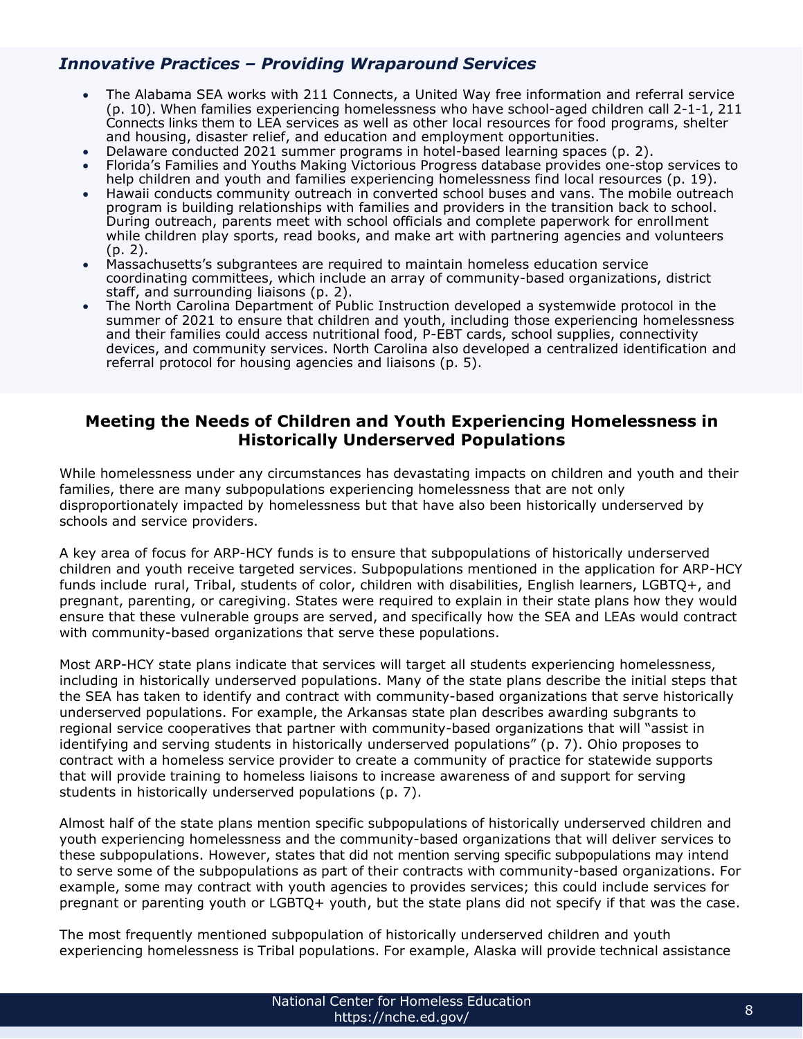### *Innovative Practices – Providing Wraparound Services*

- The Alabama SEA works with 211 Connects, a United Way free information and referral service (p. 10). When families experiencing homelessness who have school-aged children call 2-1-1, 211 Connects links them to LEA services as well as other local resources for food programs, shelter and housing, disaster relief, and education and employment opportunities.
- Delaware conducted 2021 summer programs in hotel-based learning spaces (p. 2).
- Florida's Families and Youths Making Victorious Progress database provides one-stop services to help children and youth and families experiencing homelessness find local resources (p. 19).
- Hawaii conducts community outreach in converted school buses and vans. The mobile outreach program is building relationships with families and providers in the transition back to school. During outreach, parents meet with school officials and complete paperwork for enrollment while children play sports, read books, and make art with partnering agencies and volunteers (p. 2).
- Massachusetts's subgrantees are required to maintain homeless education service coordinating committees, which include an array of community-based organizations, district staff, and surrounding liaisons (p. 2).
- The North Carolina Department of Public Instruction developed a systemwide protocol in the summer of 2021 to ensure that children and youth, including those experiencing homelessness and their families could access nutritional food, P-EBT cards, school supplies, connectivity devices, and community services. North Carolina also developed a centralized identification and referral protocol for housing agencies and liaisons (p. 5).

## Meeting the Needs of Children and Youth Experiencing Homelessness in Historically Underserved Populations

While homelessness under any circumstances has devastating impacts on children and youth and their families, there are many subpopulations experiencing homelessness that are not only disproportionately impacted by homelessness but that have also been historically underserved by schools and service providers.

A key area of focus for ARP-HCY funds is to ensure that subpopulations of historically underserved children and youth receive targeted services. Subpopulations mentioned in the application for ARP-HCY funds include rural, Tribal, students of color, children with disabilities, English learners, LGBTQ+, and pregnant, parenting, or caregiving. States were required to explain in their state plans how they would ensure that these vulnerable groups are served, and specifically how the SEA and LEAs would contract with community-based organizations that serve these populations.

Most ARP-HCY state plans indicate that services will target all students experiencing homelessness, including in historically underserved populations. Many of the state plans describe the initial steps that the SEA has taken to identify and contract with community-based organizations that serve historically underserved populations. For example, the Arkansas state plan describes awarding subgrants to regional service cooperatives that partner with community-based organizations that will "assist in identifying and serving students in historically underserved populations" (p. 7). Ohio proposes to contract with a homeless service provider to create a community of practice for statewide supports that will provide training to homeless liaisons to increase awareness of and support for serving students in historically underserved populations (p. 7).

Almost half of the state plans mention specific subpopulations of historically underserved children and youth experiencing homelessness and the community-based organizations that will deliver services to these subpopulations. However, states that did not mention serving specific subpopulations may intend to serve some of the subpopulations as part of their contracts with community-based organizations. For example, some may contract with youth agencies to provides services; this could include services for pregnant or parenting youth or LGBTQ+ youth, but the state plans did not specify if that was the case.

The most frequently mentioned subpopulation of historically underserved children and youth experiencing homelessness is Tribal populations. For example, Alaska will provide technical assistance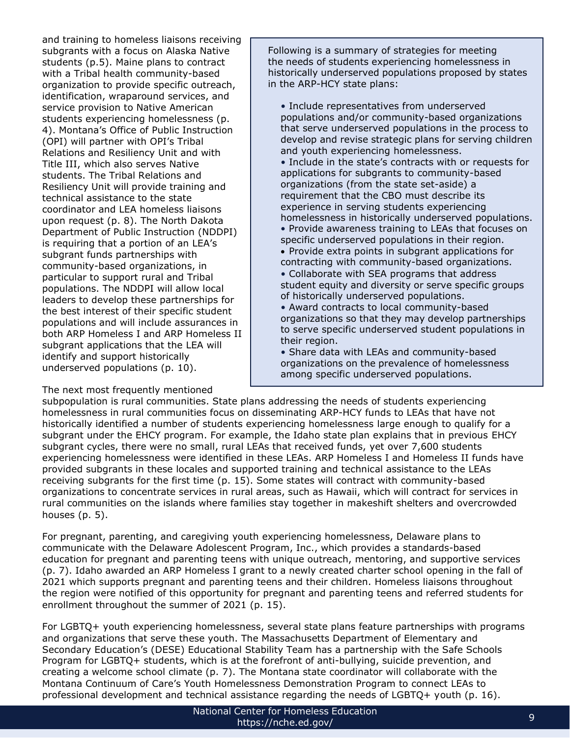and training to homeless liaisons receiving subgrants with a focus on Alaska Native students (p.5). Maine plans to contract with a Tribal health community-based organization to provide specific outreach, identification, wraparound services, and service provision to Native American students experiencing homelessness (p. 4). Montana's Office of Public Instruction (OPI) will partner with OPI's Tribal Relations and Resiliency Unit and with Title III, which also serves Native students. The Tribal Relations and Resiliency Unit will provide training and technical assistance to the state coordinator and LEA homeless liaisons upon request (p. 8). The North Dakota Department of Public Instruction (NDDPI) is requiring that a portion of an LEA's subgrant funds partnerships with community-based organizations, in particular to support rural and Tribal populations. The NDDPI will allow local leaders to develop these partnerships for the best interest of their specific student populations and will include assurances in both ARP Homeless I and ARP Homeless II subgrant applications that the LEA will identify and support historically underserved populations (p. 10).

> Following is a summary of strategies for meeting the needs of students experiencing homelessness in historically underserved populations proposed by states in the ARP-HCY state plans:
>
> - Include representatives from underserved populations and/or community-based organizations that serve underserved populations in the process to develop and revise strategic plans for serving children and youth experiencing homelessness.
> - Include in the state's contracts with or requests for applications for subgrants to community-based organizations (from the state set-aside) a requirement that the CBO must describe its experience in serving students experiencing homelessness in historically underserved populations.
> - Provide awareness training to LEAs that focuses on specific underserved populations in their region.
> - Provide extra points in subgrant applications for contracting with community-based organizations.
> - Collaborate with SEA programs that address student equity and diversity or serve specific groups of historically underserved populations.
> - Award contracts to local community-based organizations so that they may develop partnerships to serve specific underserved student populations in their region.
> - Share data with LEAs and community-based organizations on the prevalence of homelessness among specific underserved populations.

The next most frequently mentioned subpopulation is rural communities. State plans addressing the needs of students experiencing homelessness in rural communities focus on disseminating ARP-HCY funds to LEAs that have not historically identified a number of students experiencing homelessness large enough to qualify for a subgrant under the EHCY program. For example, the Idaho state plan explains that in previous EHCY subgrant cycles, there were no small, rural LEAs that received funds, yet over 7,600 students experiencing homelessness were identified in these LEAs. ARP Homeless I and Homeless II funds have provided subgrants in these locales and supported training and technical assistance to the LEAs receiving subgrants for the first time (p. 15). Some states will contract with community-based organizations to concentrate services in rural areas, such as Hawaii, which will contract for services in rural communities on the islands where families stay together in makeshift shelters and overcrowded houses (p. 5).

For pregnant, parenting, and caregiving youth experiencing homelessness, Delaware plans to communicate with the Delaware Adolescent Program, Inc., which provides a standards-based education for pregnant and parenting teens with unique outreach, mentoring, and supportive services (p. 7). Idaho awarded an ARP Homeless I grant to a newly created charter school opening in the fall of 2021 which supports pregnant and parenting teens and their children. Homeless liaisons throughout the region were notified of this opportunity for pregnant and parenting teens and referred students for enrollment throughout the summer of 2021 (p. 15).

For LGBTQ+ youth experiencing homelessness, several state plans feature partnerships with programs and organizations that serve these youth. The Massachusetts Department of Elementary and Secondary Education's (DESE) Educational Stability Team has a partnership with the Safe Schools Program for LGBTQ+ students, which is at the forefront of anti-bullying, suicide prevention, and creating a welcome school climate (p. 7). The Montana state coordinator will collaborate with the Montana Continuum of Care's Youth Homelessness Demonstration Program to connect LEAs to professional development and technical assistance regarding the needs of LGBTQ+ youth (p. 16).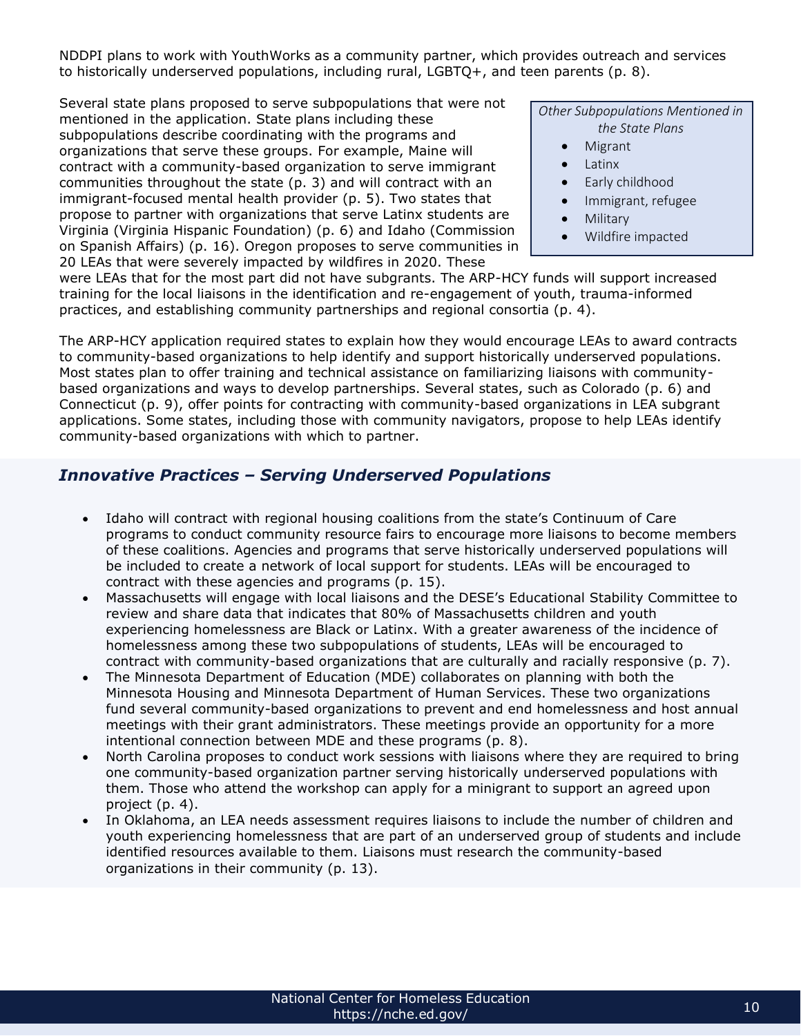NDDPI plans to work with YouthWorks as a community partner, which provides outreach and services to historically underserved populations, including rural, LGBTQ+, and teen parents (p. 8).

Several state plans proposed to serve subpopulations that were not mentioned in the application. State plans including these subpopulations describe coordinating with the programs and organizations that serve these groups. For example, Maine will contract with a community-based organization to serve immigrant communities throughout the state (p. 3) and will contract with an immigrant-focused mental health provider (p. 5). Two states that propose to partner with organizations that serve Latinx students are Virginia (Virginia Hispanic Foundation) (p. 6) and Idaho (Commission on Spanish Affairs) (p. 16). Oregon proposes to serve communities in 20 LEAs that were severely impacted by wildfires in 2020. These were LEAs that for the most part did not have subgrants. The ARP-HCY funds will support increased training for the local liaisons in the identification and re-engagement of youth, trauma-informed practices, and establishing community partnerships and regional consortia (p. 4).

*Other Subpopulations Mentioned in the State Plans*

- Migrant
- Latinx
- Early childhood
- Immigrant, refugee
- Military
- Wildfire impacted

The ARP-HCY application required states to explain how they would encourage LEAs to award contracts to community-based organizations to help identify and support historically underserved populations. Most states plan to offer training and technical assistance on familiarizing liaisons with community-based organizations and ways to develop partnerships. Several states, such as Colorado (p. 6) and Connecticut (p. 9), offer points for contracting with community-based organizations in LEA subgrant applications. Some states, including those with community navigators, propose to help LEAs identify community-based organizations with which to partner.

## *Innovative Practices – Serving Underserved Populations*

- Idaho will contract with regional housing coalitions from the state's Continuum of Care programs to conduct community resource fairs to encourage more liaisons to become members of these coalitions. Agencies and programs that serve historically underserved populations will be included to create a network of local support for students. LEAs will be encouraged to contract with these agencies and programs (p. 15).
- Massachusetts will engage with local liaisons and the DESE's Educational Stability Committee to review and share data that indicates that 80% of Massachusetts children and youth experiencing homelessness are Black or Latinx. With a greater awareness of the incidence of homelessness among these two subpopulations of students, LEAs will be encouraged to contract with community-based organizations that are culturally and racially responsive (p. 7).
- The Minnesota Department of Education (MDE) collaborates on planning with both the Minnesota Housing and Minnesota Department of Human Services. These two organizations fund several community-based organizations to prevent and end homelessness and host annual meetings with their grant administrators. These meetings provide an opportunity for a more intentional connection between MDE and these programs (p. 8).
- North Carolina proposes to conduct work sessions with liaisons where they are required to bring one community-based organization partner serving historically underserved populations with them. Those who attend the workshop can apply for a minigrant to support an agreed upon project (p. 4).
- In Oklahoma, an LEA needs assessment requires liaisons to include the number of children and youth experiencing homelessness that are part of an underserved group of students and include identified resources available to them. Liaisons must research the community-based organizations in their community (p. 13).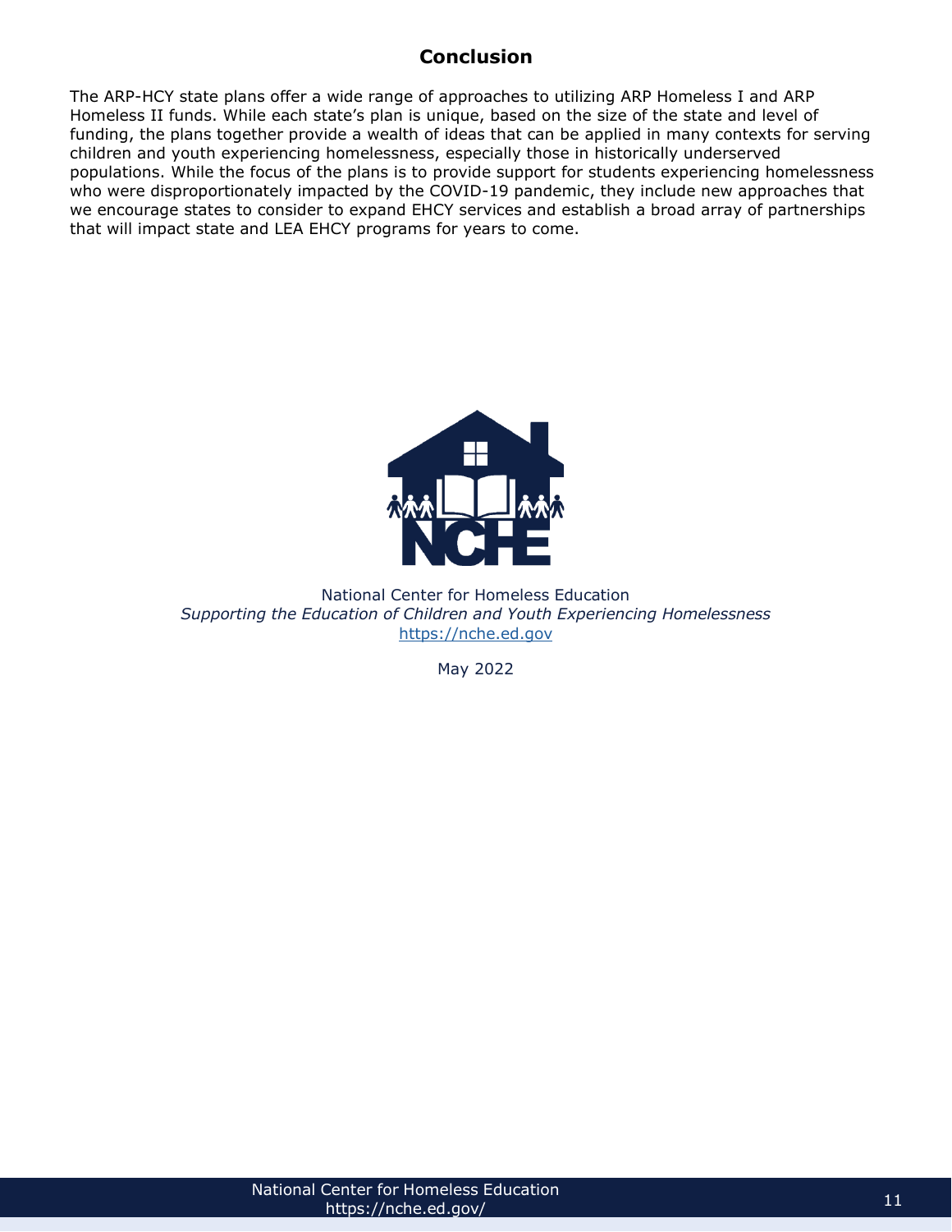## Conclusion

The ARP-HCY state plans offer a wide range of approaches to utilizing ARP Homeless I and ARP Homeless II funds. While each state's plan is unique, based on the size of the state and level of funding, the plans together provide a wealth of ideas that can be applied in many contexts for serving children and youth experiencing homelessness, especially those in historically underserved populations. While the focus of the plans is to provide support for students experiencing homelessness who were disproportionately impacted by the COVID-19 pandemic, they include new approaches that we encourage states to consider to expand EHCY services and establish a broad array of partnerships that will impact state and LEA EHCY programs for years to come.

National Center for Homeless Education
*Supporting the Education of Children and Youth Experiencing Homelessness*
https://nche.ed.gov

May 2022